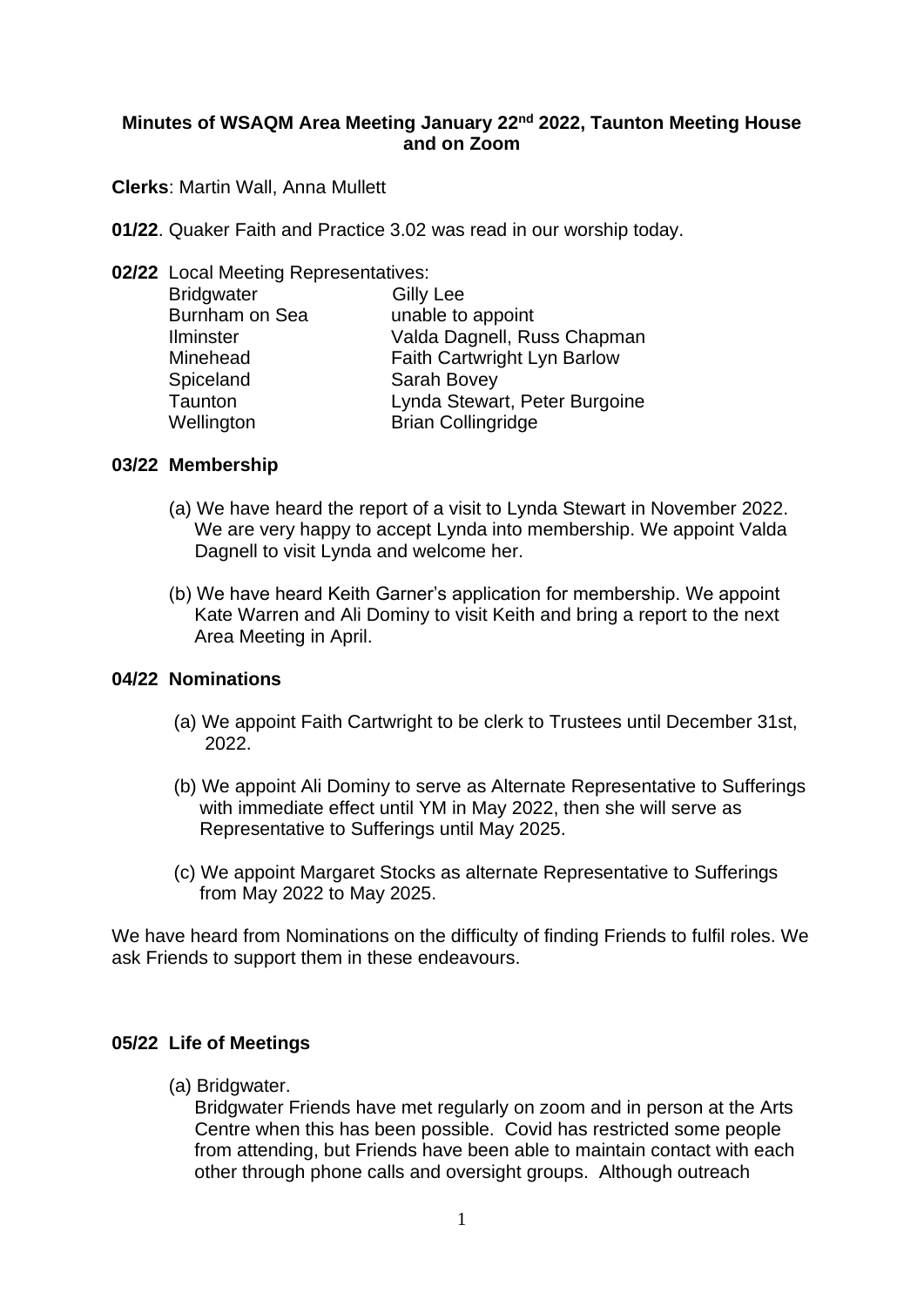**Minutes of WSAQM Area Meeting January 22nd 2022, Taunton Meeting House and on Zoom**

**Clerks**: Martin Wall, Anna Mullett

**01/22**. Quaker Faith and Practice 3.02 was read in our worship today.

**02/22** Local Meeting Representatives:

| | |
|---|---|
| Bridgwater | Gilly Lee |
| Burnham on Sea | unable to appoint |
| Ilminster | Valda Dagnell, Russ Chapman |
| Minehead | Faith Cartwright Lyn Barlow |
| Spiceland | Sarah Bovey |
| Taunton | Lynda Stewart, Peter Burgoine |
| Wellington | Brian Collingridge |

**03/22 Membership**

(a) We have heard the report of a visit to Lynda Stewart in November 2022. We are very happy to accept Lynda into membership. We appoint Valda Dagnell to visit Lynda and welcome her.

(b) We have heard Keith Garner's application for membership. We appoint Kate Warren and Ali Dominy to visit Keith and bring a report to the next Area Meeting in April.

**04/22 Nominations**

(a) We appoint Faith Cartwright to be clerk to Trustees until December 31st, 2022.

(b) We appoint Ali Dominy to serve as Alternate Representative to Sufferings with immediate effect until YM in May 2022, then she will serve as Representative to Sufferings until May 2025.

(c) We appoint Margaret Stocks as alternate Representative to Sufferings from May 2022 to May 2025.

We have heard from Nominations on the difficulty of finding Friends to fulfil roles. We ask Friends to support them in these endeavours.

**05/22 Life of Meetings**

(a) Bridgwater.

Bridgwater Friends have met regularly on zoom and in person at the Arts Centre when this has been possible. Covid has restricted some people from attending, but Friends have been able to maintain contact with each other through phone calls and oversight groups. Although outreach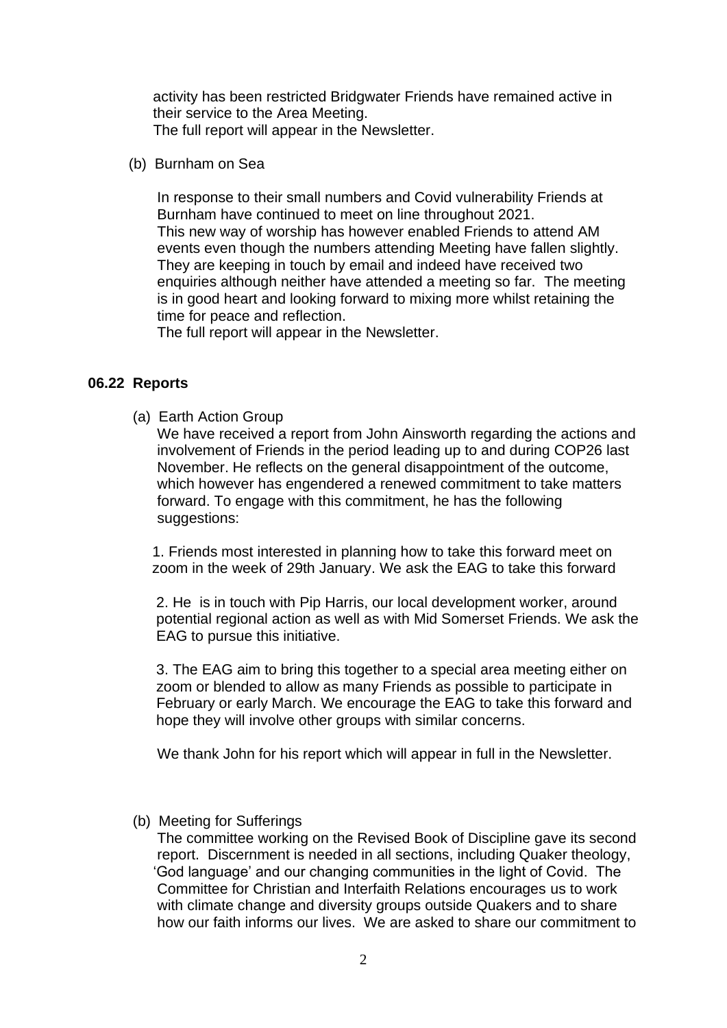activity has been restricted Bridgwater Friends have remained active in their service to the Area Meeting.
The full report will appear in the Newsletter.

(b) Burnham on Sea

In response to their small numbers and Covid vulnerability Friends at Burnham have continued to meet on line throughout 2021.
This new way of worship has however enabled Friends to attend AM events even though the numbers attending Meeting have fallen slightly. They are keeping in touch by email and indeed have received two enquiries although neither have attended a meeting so far. The meeting is in good heart and looking forward to mixing more whilst retaining the time for peace and reflection.
The full report will appear in the Newsletter.

**06.22 Reports**

(a) Earth Action Group

We have received a report from John Ainsworth regarding the actions and involvement of Friends in the period leading up to and during COP26 last November. He reflects on the general disappointment of the outcome, which however has engendered a renewed commitment to take matters forward. To engage with this commitment, he has the following suggestions:

1. Friends most interested in planning how to take this forward meet on zoom in the week of 29th January. We ask the EAG to take this forward

2. He is in touch with Pip Harris, our local development worker, around potential regional action as well as with Mid Somerset Friends. We ask the EAG to pursue this initiative.

3. The EAG aim to bring this together to a special area meeting either on zoom or blended to allow as many Friends as possible to participate in February or early March. We encourage the EAG to take this forward and hope they will involve other groups with similar concerns.

We thank John for his report which will appear in full in the Newsletter.

(b) Meeting for Sufferings

The committee working on the Revised Book of Discipline gave its second report. Discernment is needed in all sections, including Quaker theology, 'God language' and our changing communities in the light of Covid. The Committee for Christian and Interfaith Relations encourages us to work with climate change and diversity groups outside Quakers and to share how our faith informs our lives. We are asked to share our commitment to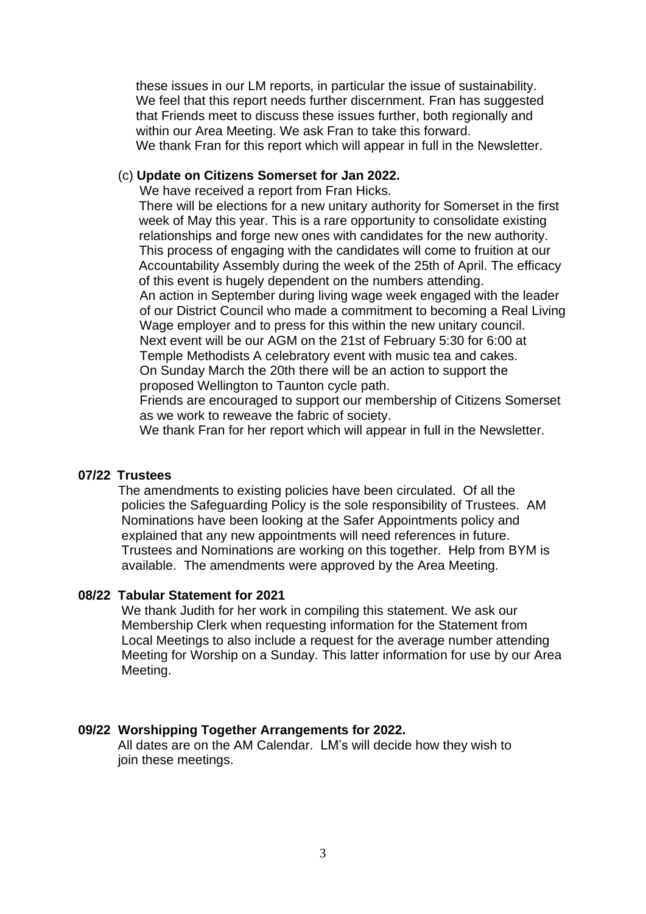these issues in our LM reports, in particular the issue of sustainability. We feel that this report needs further discernment. Fran has suggested that Friends meet to discuss these issues further, both regionally and within our Area Meeting. We ask Fran to take this forward.
We thank Fran for this report which will appear in full in the Newsletter.

(c) **Update on Citizens Somerset for Jan 2022.**

We have received a report from Fran Hicks.
There will be elections for a new unitary authority for Somerset in the first week of May this year. This is a rare opportunity to consolidate existing relationships and forge new ones with candidates for the new authority. This process of engaging with the candidates will come to fruition at our Accountability Assembly during the week of the 25th of April. The efficacy of this event is hugely dependent on the numbers attending.
An action in September during living wage week engaged with the leader of our District Council who made a commitment to becoming a Real Living Wage employer and to press for this within the new unitary council.
Next event will be our AGM on the 21st of February 5:30 for 6:00 at Temple Methodists A celebratory event with music tea and cakes.
On Sunday March the 20th there will be an action to support the proposed Wellington to Taunton cycle path.
Friends are encouraged to support our membership of Citizens Somerset as we work to reweave the fabric of society.
We thank Fran for her report which will appear in full in the Newsletter.

**07/22 Trustees**

The amendments to existing policies have been circulated. Of all the policies the Safeguarding Policy is the sole responsibility of Trustees. AM Nominations have been looking at the Safer Appointments policy and explained that any new appointments will need references in future. Trustees and Nominations are working on this together. Help from BYM is available. The amendments were approved by the Area Meeting.

**08/22 Tabular Statement for 2021**

We thank Judith for her work in compiling this statement. We ask our Membership Clerk when requesting information for the Statement from Local Meetings to also include a request for the average number attending Meeting for Worship on a Sunday. This latter information for use by our Area Meeting.

**09/22 Worshipping Together Arrangements for 2022.**

All dates are on the AM Calendar. LM's will decide how they wish to join these meetings.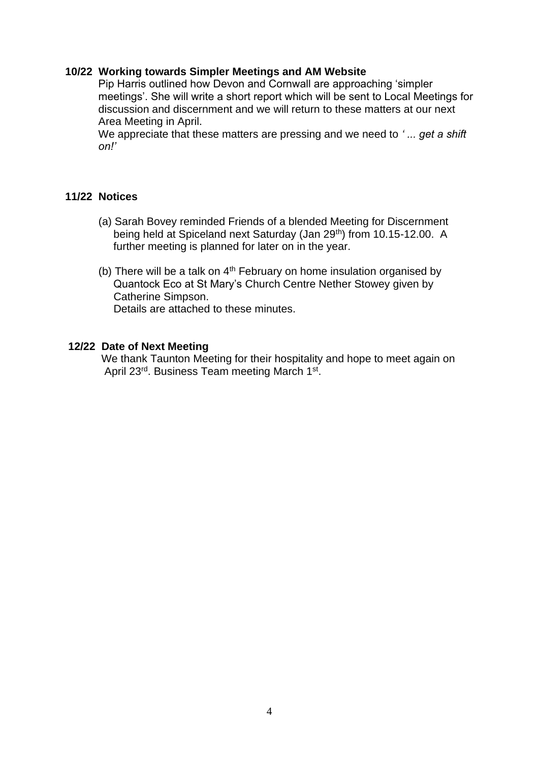**10/22 Working towards Simpler Meetings and AM Website**

Pip Harris outlined how Devon and Cornwall are approaching 'simpler meetings'. She will write a short report which will be sent to Local Meetings for discussion and discernment and we will return to these matters at our next Area Meeting in April.

We appreciate that these matters are pressing and we need to *'... get a shift on!'*

**11/22 Notices**

(a) Sarah Bovey reminded Friends of a blended Meeting for Discernment being held at Spiceland next Saturday (Jan 29th) from 10.15-12.00. A further meeting is planned for later on in the year.

(b) There will be a talk on 4th February on home insulation organised by Quantock Eco at St Mary's Church Centre Nether Stowey given by Catherine Simpson.
Details are attached to these minutes.

**12/22 Date of Next Meeting**

We thank Taunton Meeting for their hospitality and hope to meet again on April 23rd. Business Team meeting March 1st.